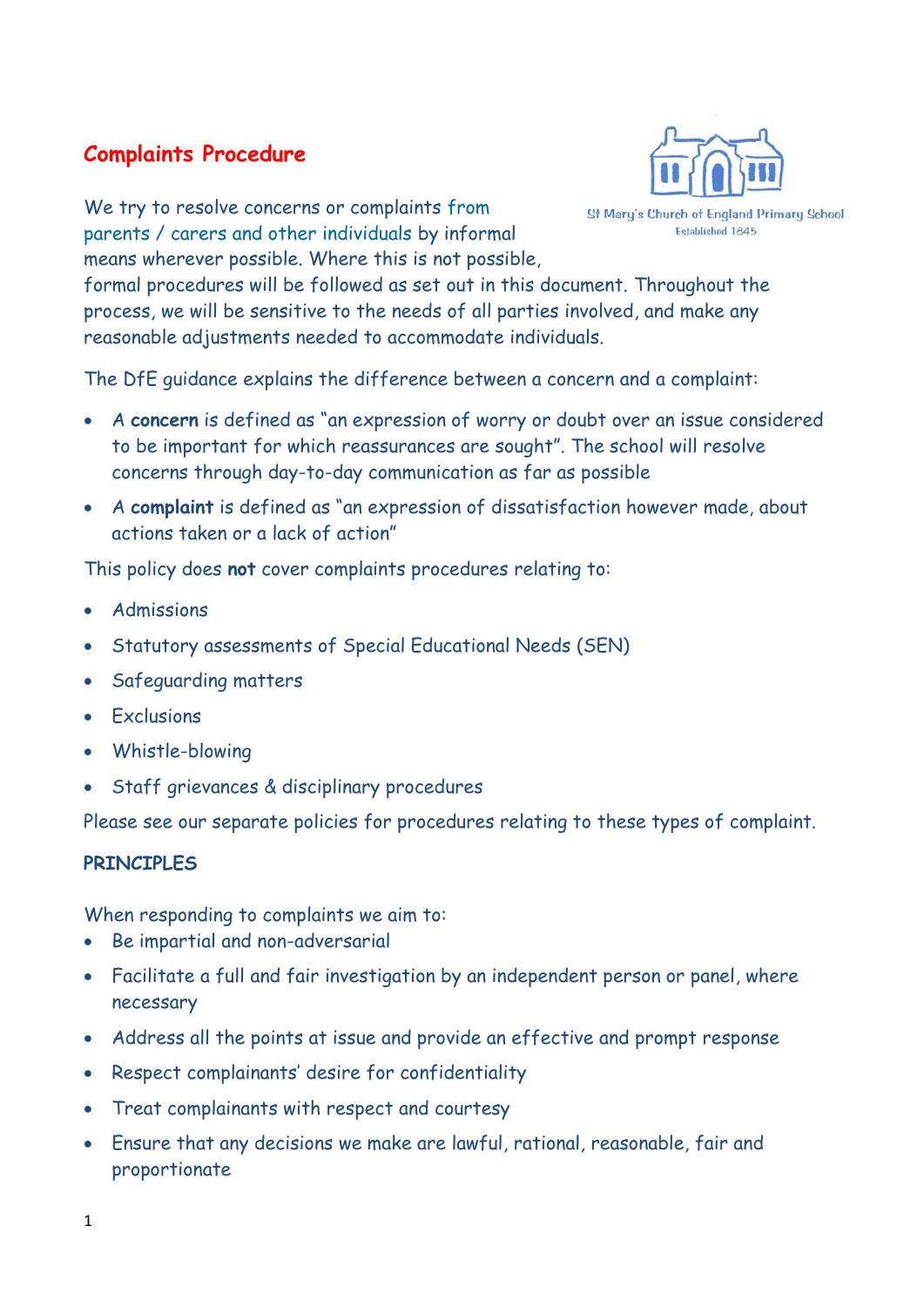# Complaints Procedure

St Mary's Church of England Primary School
Established 1845

We try to resolve concerns or complaints from parents / carers and other individuals by informal means wherever possible. Where this is not possible, formal procedures will be followed as set out in this document. Throughout the process, we will be sensitive to the needs of all parties involved, and make any reasonable adjustments needed to accommodate individuals.

The DfE guidance explains the difference between a concern and a complaint:

- A **concern** is defined as "an expression of worry or doubt over an issue considered to be important for which reassurances are sought". The school will resolve concerns through day-to-day communication as far as possible
- A **complaint** is defined as "an expression of dissatisfaction however made, about actions taken or a lack of action"

This policy does **not** cover complaints procedures relating to:

- Admissions
- Statutory assessments of Special Educational Needs (SEN)
- Safeguarding matters
- Exclusions
- Whistle-blowing
- Staff grievances & disciplinary procedures

Please see our separate policies for procedures relating to these types of complaint.

## PRINCIPLES

When responding to complaints we aim to:

- Be impartial and non-adversarial
- Facilitate a full and fair investigation by an independent person or panel, where necessary
- Address all the points at issue and provide an effective and prompt response
- Respect complainants' desire for confidentiality
- Treat complainants with respect and courtesy
- Ensure that any decisions we make are lawful, rational, reasonable, fair and proportionate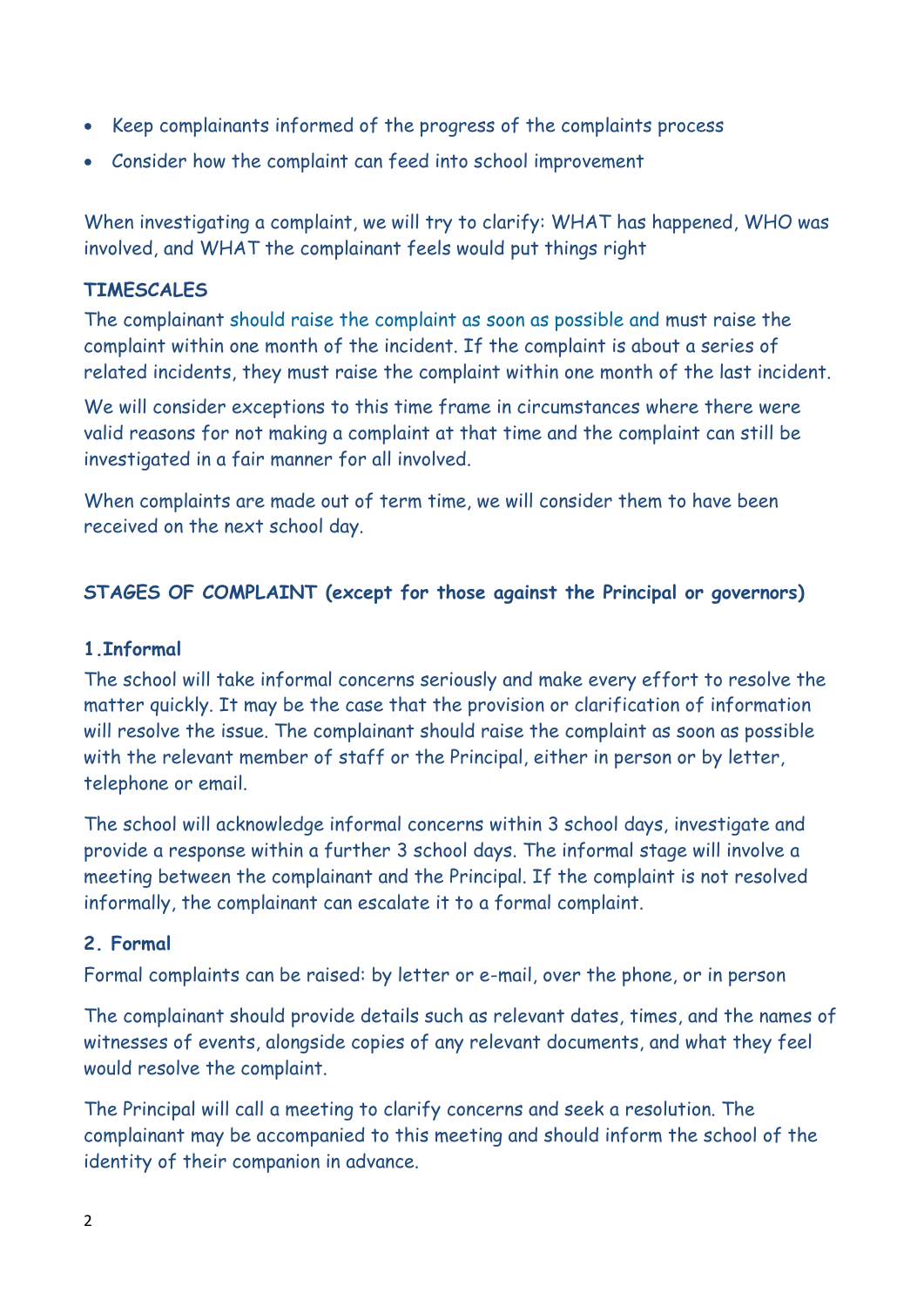- Keep complainants informed of the progress of the complaints process
- Consider how the complaint can feed into school improvement

When investigating a complaint, we will try to clarify: WHAT has happened, WHO was involved, and WHAT the complainant feels would put things right

**TIMESCALES**

The complainant should raise the complaint as soon as possible and must raise the complaint within one month of the incident. If the complaint is about a series of related incidents, they must raise the complaint within one month of the last incident.

We will consider exceptions to this time frame in circumstances where there were valid reasons for not making a complaint at that time and the complaint can still be investigated in a fair manner for all involved.

When complaints are made out of term time, we will consider them to have been received on the next school day.

**STAGES OF COMPLAINT (except for those against the Principal or governors)**

**1.Informal**

The school will take informal concerns seriously and make every effort to resolve the matter quickly. It may be the case that the provision or clarification of information will resolve the issue. The complainant should raise the complaint as soon as possible with the relevant member of staff or the Principal, either in person or by letter, telephone or email.

The school will acknowledge informal concerns within 3 school days, investigate and provide a response within a further 3 school days. The informal stage will involve a meeting between the complainant and the Principal. If the complaint is not resolved informally, the complainant can escalate it to a formal complaint.

**2. Formal**

Formal complaints can be raised: by letter or e-mail, over the phone, or in person

The complainant should provide details such as relevant dates, times, and the names of witnesses of events, alongside copies of any relevant documents, and what they feel would resolve the complaint.

The Principal will call a meeting to clarify concerns and seek a resolution. The complainant may be accompanied to this meeting and should inform the school of the identity of their companion in advance.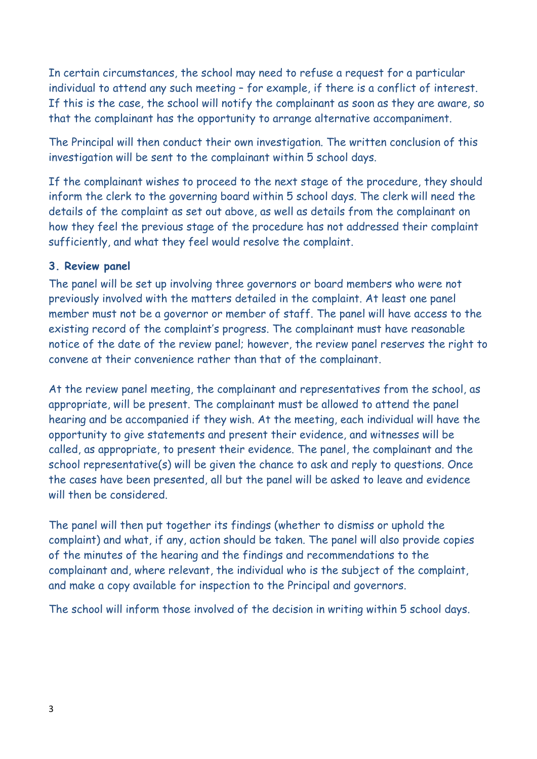In certain circumstances, the school may need to refuse a request for a particular individual to attend any such meeting – for example, if there is a conflict of interest. If this is the case, the school will notify the complainant as soon as they are aware, so that the complainant has the opportunity to arrange alternative accompaniment.

The Principal will then conduct their own investigation. The written conclusion of this investigation will be sent to the complainant within 5 school days.

If the complainant wishes to proceed to the next stage of the procedure, they should inform the clerk to the governing board within 5 school days. The clerk will need the details of the complaint as set out above, as well as details from the complainant on how they feel the previous stage of the procedure has not addressed their complaint sufficiently, and what they feel would resolve the complaint.

### 3. Review panel

The panel will be set up involving three governors or board members who were not previously involved with the matters detailed in the complaint. At least one panel member must not be a governor or member of staff. The panel will have access to the existing record of the complaint's progress. The complainant must have reasonable notice of the date of the review panel; however, the review panel reserves the right to convene at their convenience rather than that of the complainant.

At the review panel meeting, the complainant and representatives from the school, as appropriate, will be present. The complainant must be allowed to attend the panel hearing and be accompanied if they wish. At the meeting, each individual will have the opportunity to give statements and present their evidence, and witnesses will be called, as appropriate, to present their evidence. The panel, the complainant and the school representative(s) will be given the chance to ask and reply to questions. Once the cases have been presented, all but the panel will be asked to leave and evidence will then be considered.

The panel will then put together its findings (whether to dismiss or uphold the complaint) and what, if any, action should be taken. The panel will also provide copies of the minutes of the hearing and the findings and recommendations to the complainant and, where relevant, the individual who is the subject of the complaint, and make a copy available for inspection to the Principal and governors.

The school will inform those involved of the decision in writing within 5 school days.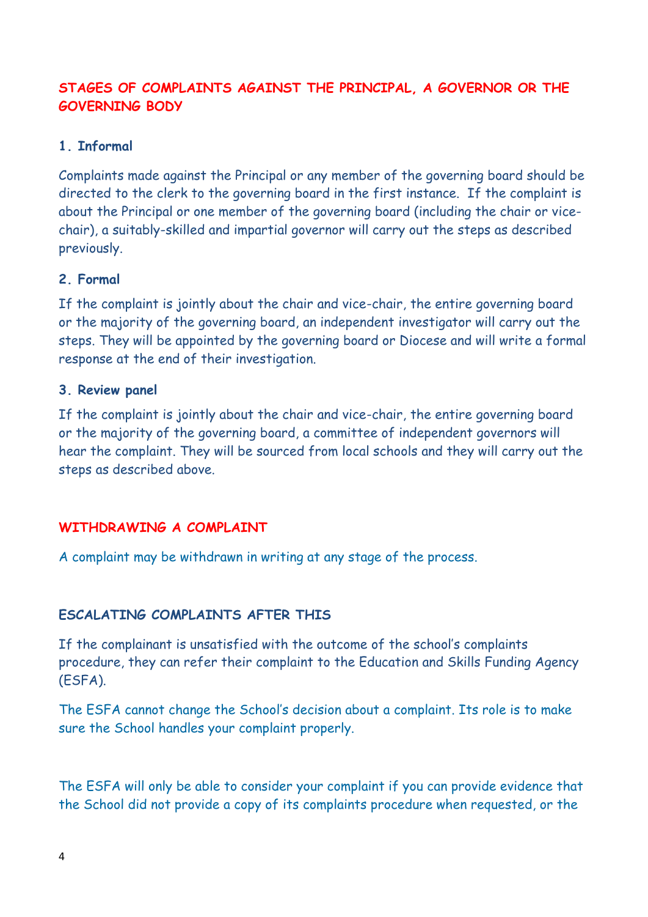## STAGES OF COMPLAINTS AGAINST THE PRINCIPAL, A GOVERNOR OR THE GOVERNING BODY

### 1. Informal

Complaints made against the Principal or any member of the governing board should be directed to the clerk to the governing board in the first instance. If the complaint is about the Principal or one member of the governing board (including the chair or vice-chair), a suitably-skilled and impartial governor will carry out the steps as described previously.

### 2. Formal

If the complaint is jointly about the chair and vice-chair, the entire governing board or the majority of the governing board, an independent investigator will carry out the steps. They will be appointed by the governing board or Diocese and will write a formal response at the end of their investigation.

### 3. Review panel

If the complaint is jointly about the chair and vice-chair, the entire governing board or the majority of the governing board, a committee of independent governors will hear the complaint. They will be sourced from local schools and they will carry out the steps as described above.

## WITHDRAWING A COMPLAINT

A complaint may be withdrawn in writing at any stage of the process.

## ESCALATING COMPLAINTS AFTER THIS

If the complainant is unsatisfied with the outcome of the school's complaints procedure, they can refer their complaint to the Education and Skills Funding Agency (ESFA).

The ESFA cannot change the School's decision about a complaint. Its role is to make sure the School handles your complaint properly.

The ESFA will only be able to consider your complaint if you can provide evidence that the School did not provide a copy of its complaints procedure when requested, or the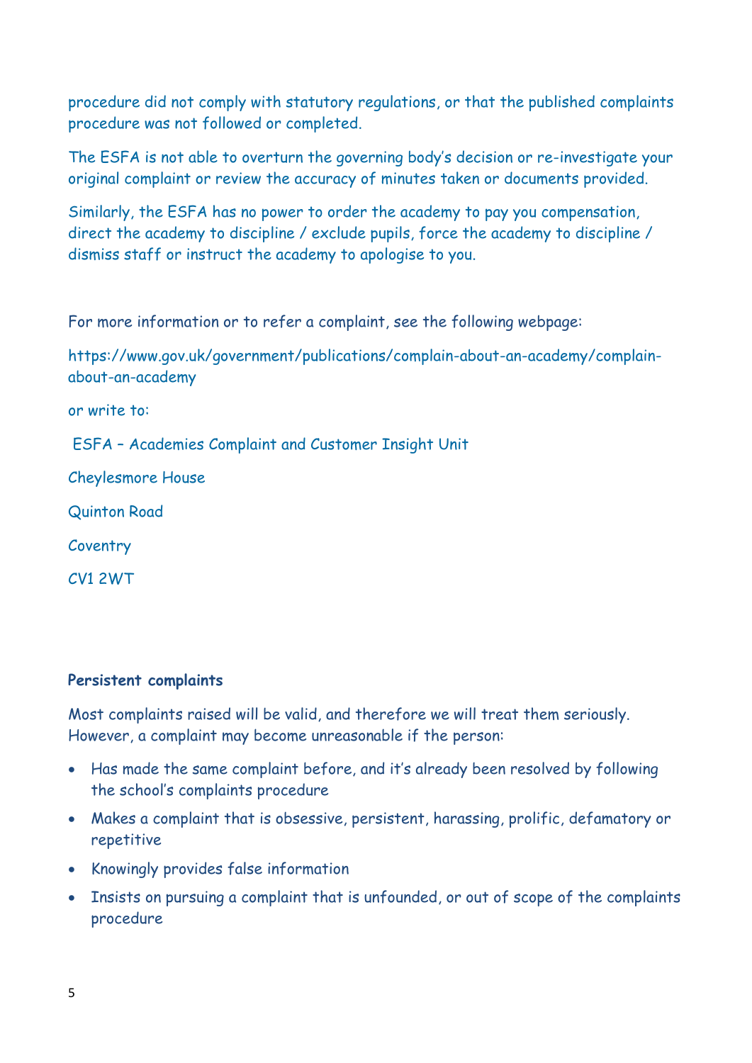procedure did not comply with statutory regulations, or that the published complaints procedure was not followed or completed.

The ESFA is not able to overturn the governing body's decision or re-investigate your original complaint or review the accuracy of minutes taken or documents provided.

Similarly, the ESFA has no power to order the academy to pay you compensation, direct the academy to discipline / exclude pupils, force the academy to discipline / dismiss staff or instruct the academy to apologise to you.

For more information or to refer a complaint, see the following webpage:

https://www.gov.uk/government/publications/complain-about-an-academy/complain-about-an-academy

or write to:

ESFA – Academies Complaint and Customer Insight Unit

Cheylesmore House

Quinton Road

Coventry

CV1 2WT

**Persistent complaints**

Most complaints raised will be valid, and therefore we will treat them seriously. However, a complaint may become unreasonable if the person:

- Has made the same complaint before, and it's already been resolved by following the school's complaints procedure
- Makes a complaint that is obsessive, persistent, harassing, prolific, defamatory or repetitive
- Knowingly provides false information
- Insists on pursuing a complaint that is unfounded, or out of scope of the complaints procedure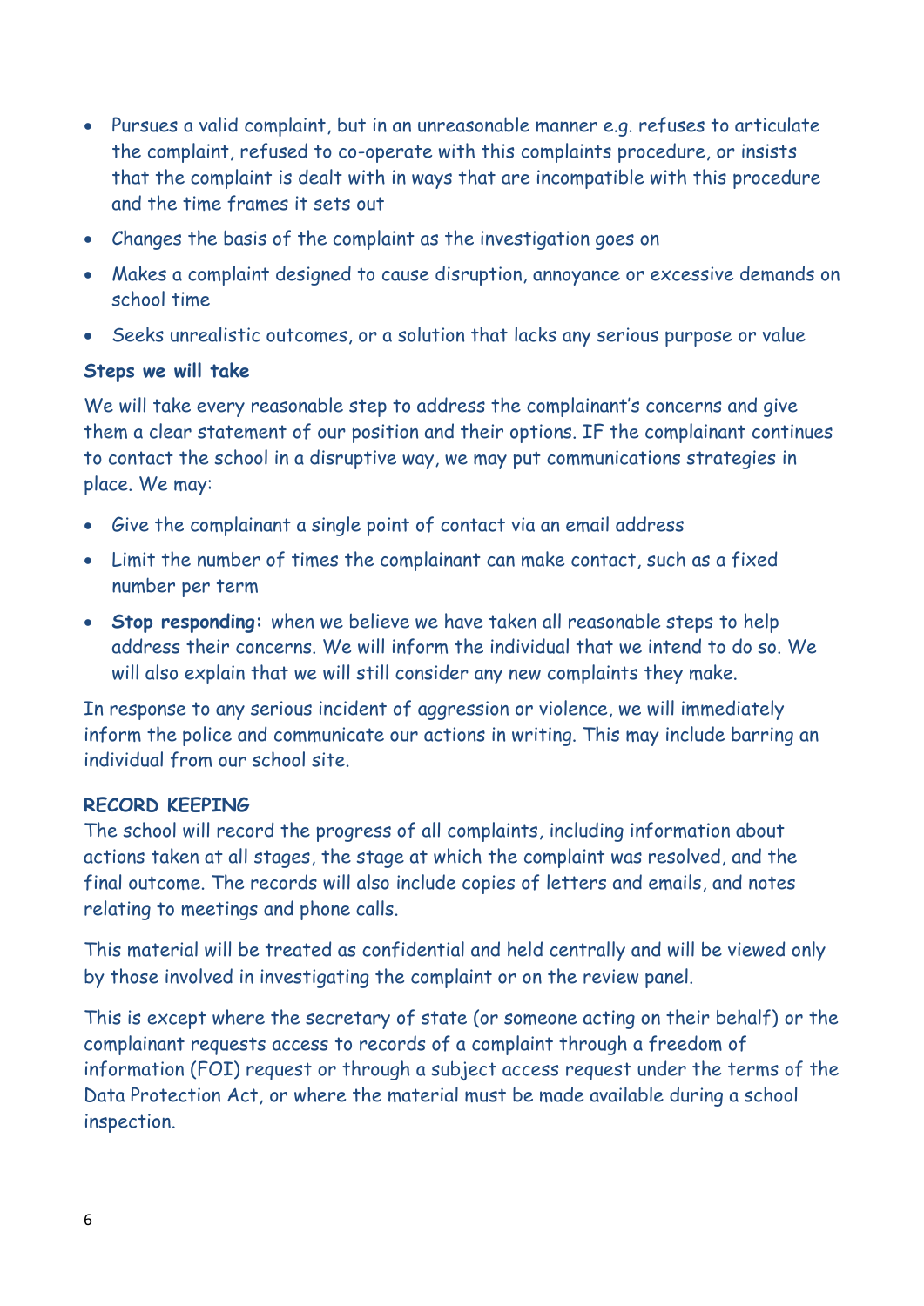- Pursues a valid complaint, but in an unreasonable manner e.g. refuses to articulate the complaint, refused to co-operate with this complaints procedure, or insists that the complaint is dealt with in ways that are incompatible with this procedure and the time frames it sets out
- Changes the basis of the complaint as the investigation goes on
- Makes a complaint designed to cause disruption, annoyance or excessive demands on school time
- Seeks unrealistic outcomes, or a solution that lacks any serious purpose or value

**Steps we will take**

We will take every reasonable step to address the complainant's concerns and give them a clear statement of our position and their options. IF the complainant continues to contact the school in a disruptive way, we may put communications strategies in place. We may:

- Give the complainant a single point of contact via an email address
- Limit the number of times the complainant can make contact, such as a fixed number per term
- **Stop responding:** when we believe we have taken all reasonable steps to help address their concerns. We will inform the individual that we intend to do so. We will also explain that we will still consider any new complaints they make.

In response to any serious incident of aggression or violence, we will immediately inform the police and communicate our actions in writing. This may include barring an individual from our school site.

**RECORD KEEPING**

The school will record the progress of all complaints, including information about actions taken at all stages, the stage at which the complaint was resolved, and the final outcome. The records will also include copies of letters and emails, and notes relating to meetings and phone calls.

This material will be treated as confidential and held centrally and will be viewed only by those involved in investigating the complaint or on the review panel.

This is except where the secretary of state (or someone acting on their behalf) or the complainant requests access to records of a complaint through a freedom of information (FOI) request or through a subject access request under the terms of the Data Protection Act, or where the material must be made available during a school inspection.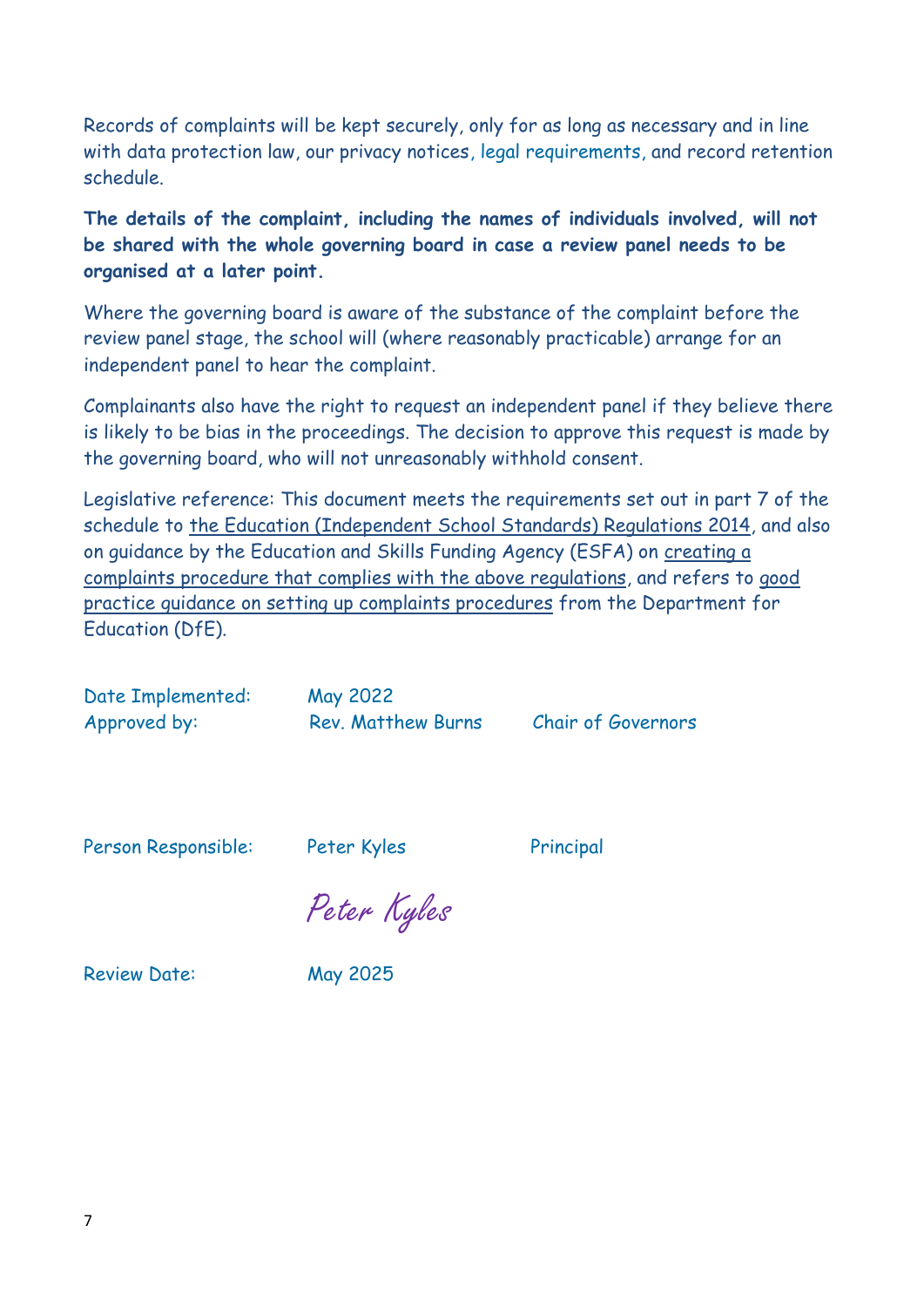Records of complaints will be kept securely, only for as long as necessary and in line with data protection law, our privacy notices, legal requirements, and record retention schedule.

**The details of the complaint, including the names of individuals involved, will not be shared with the whole governing board in case a review panel needs to be organised at a later point.**

Where the governing board is aware of the substance of the complaint before the review panel stage, the school will (where reasonably practicable) arrange for an independent panel to hear the complaint.

Complainants also have the right to request an independent panel if they believe there is likely to be bias in the proceedings. The decision to approve this request is made by the governing board, who will not unreasonably withhold consent.

Legislative reference: This document meets the requirements set out in part 7 of the schedule to the Education (Independent School Standards) Regulations 2014, and also on guidance by the Education and Skills Funding Agency (ESFA) on creating a complaints procedure that complies with the above regulations, and refers to good practice guidance on setting up complaints procedures from the Department for Education (DfE).

| | | |
|---|---|---|
| Date Implemented: | May 2022 | |
| Approved by: | Rev. Matthew Burns | Chair of Governors |
| Person Responsible: | Peter Kyles | Principal |
| | Peter Kyles | |
| Review Date: | May 2025 | |